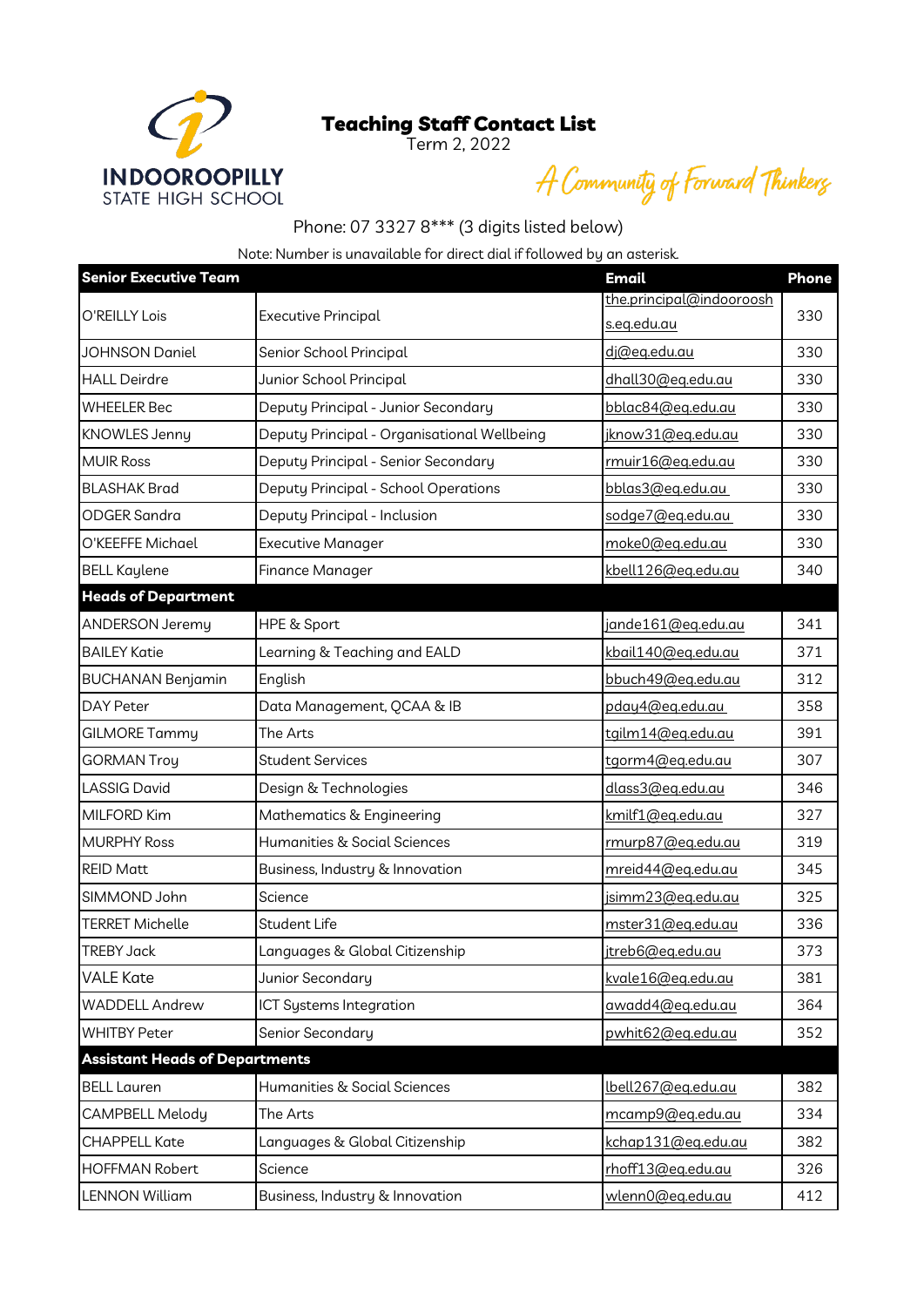# Teaching Staff Contact List

Term 2, 2022

INDOOROOPILLY STATE HIGH SCHOOL

*A Community of Forward Thinkers*

Phone: 07 3327 8*** (3 digits listed below)

Note: Number is unavailable for direct dial if followed by an asterisk.

| Senior Executive Team | | Email | Phone |
|---|---|---|---|
| O'REILLY Lois | Executive Principal | the.principal@indooroopillyshs.eq.edu.au | 330 |
| JOHNSON Daniel | Senior School Principal | dj@eq.edu.au | 330 |
| HALL Deirdre | Junior School Principal | dhall30@eq.edu.au | 330 |
| WHEELER Bec | Deputy Principal - Junior Secondary | bblac84@eq.edu.au | 330 |
| KNOWLES Jenny | Deputy Principal - Organisational Wellbeing | jknow31@eq.edu.au | 330 |
| MUIR Ross | Deputy Principal - Senior Secondary | rmuir16@eq.edu.au | 330 |
| BLASHAK Brad | Deputy Principal - School Operations | bblas3@eq.edu.au | 330 |
| ODGER Sandra | Deputy Principal - Inclusion | sodge7@eq.edu.au | 330 |
| O'KEEFFE Michael | Executive Manager | moke0@eq.edu.au | 330 |
| BELL Kaylene | Finance Manager | kbell126@eq.edu.au | 340 |
| **Heads of Department** | | | |
| ANDERSON Jeremy | HPE & Sport | jande161@eq.edu.au | 341 |
| BAILEY Katie | Learning & Teaching and EALD | kbail140@eq.edu.au | 371 |
| BUCHANAN Benjamin | English | bbuch49@eq.edu.au | 312 |
| DAY Peter | Data Management, QCAA & IB | pday4@eq.edu.au | 358 |
| GILMORE Tammy | The Arts | tgilm14@eq.edu.au | 391 |
| GORMAN Troy | Student Services | tgorm4@eq.edu.au | 307 |
| LASSIG David | Design & Technologies | dlass3@eq.edu.au | 346 |
| MILFORD Kim | Mathematics & Engineering | kmilf1@eq.edu.au | 327 |
| MURPHY Ross | Humanities & Social Sciences | rmurp87@eq.edu.au | 319 |
| REID Matt | Business, Industry & Innovation | mreid44@eq.edu.au | 345 |
| SIMMOND John | Science | jsimm23@eq.edu.au | 325 |
| TERRET Michelle | Student Life | mster31@eq.edu.au | 336 |
| TREBY Jack | Languages & Global Citizenship | jtreb6@eq.edu.au | 373 |
| VALE Kate | Junior Secondary | kvale16@eq.edu.au | 381 |
| WADDELL Andrew | ICT Systems Integration | awadd4@eq.edu.au | 364 |
| WHITBY Peter | Senior Secondary | pwhit62@eq.edu.au | 352 |
| **Assistant Heads of Departments** | | | |
| BELL Lauren | Humanities & Social Sciences | lbell267@eq.edu.au | 382 |
| CAMPBELL Melody | The Arts | mcamp9@eq.edu.au | 334 |
| CHAPPELL Kate | Languages & Global Citizenship | kchap131@eq.edu.au | 382 |
| HOFFMAN Robert | Science | rhoff13@eq.edu.au | 326 |
| LENNON William | Business, Industry & Innovation | wlenn0@eq.edu.au | 412 |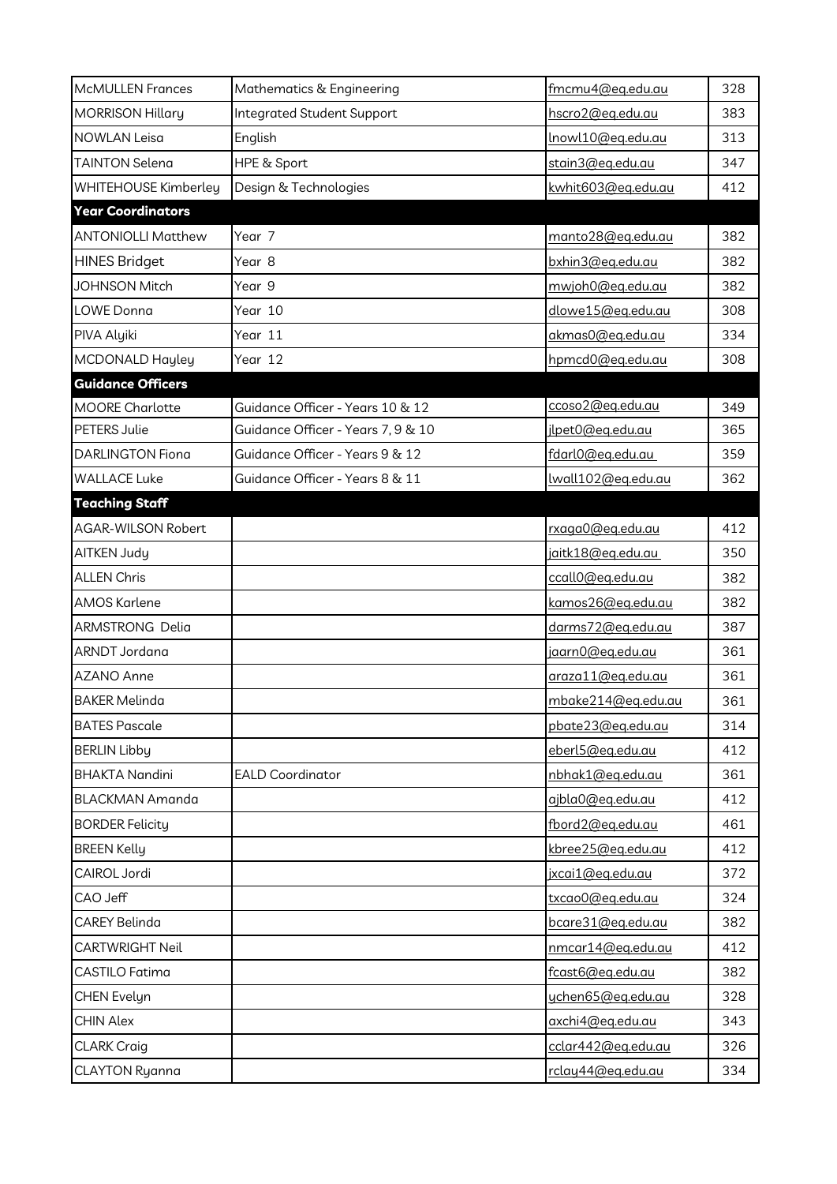| | | | |
|---|---|---|---|
| McMULLEN Frances | Mathematics & Engineering | fmcmu4@eq.edu.au | 328 |
| MORRISON Hillary | Integrated Student Support | hscro2@eq.edu.au | 383 |
| NOWLAN Leisa | English | lnowl10@eq.edu.au | 313 |
| TAINTON Selena | HPE & Sport | stain3@eq.edu.au | 347 |
| WHITEHOUSE Kimberley | Design & Technologies | kwhit603@eq.edu.au | 412 |
| **Year Coordinators** | | | |
| ANTONIOLLI Matthew | Year 7 | manto28@eq.edu.au | 382 |
| HINES Bridget | Year 8 | bxhin3@eq.edu.au | 382 |
| JOHNSON Mitch | Year 9 | mwjoh0@eq.edu.au | 382 |
| LOWE Donna | Year 10 | dlowe15@eq.edu.au | 308 |
| PIVA Alyiki | Year 11 | akmas0@eq.edu.au | 334 |
| MCDONALD Hayley | Year 12 | hpmcd0@eq.edu.au | 308 |
| **Guidance Officers** | | | |
| MOORE Charlotte | Guidance Officer - Years 10 & 12 | ccoso2@eq.edu.au | 349 |
| PETERS Julie | Guidance Officer - Years 7, 9 & 10 | jlpet0@eq.edu.au | 365 |
| DARLINGTON Fiona | Guidance Officer - Years 9 & 12 | fdarl0@eq.edu.au | 359 |
| WALLACE Luke | Guidance Officer - Years 8 & 11 | lwall102@eq.edu.au | 362 |
| **Teaching Staff** | | | |
| AGAR-WILSON Robert | | rxaga0@eq.edu.au | 412 |
| AITKEN Judy | | jaitk18@eq.edu.au | 350 |
| ALLEN Chris | | ccall0@eq.edu.au | 382 |
| AMOS Karlene | | kamos26@eq.edu.au | 382 |
| ARMSTRONG Delia | | darms72@eq.edu.au | 387 |
| ARNDT Jordana | | jaarn0@eq.edu.au | 361 |
| AZANO Anne | | araza11@eq.edu.au | 361 |
| BAKER Melinda | | mbake214@eq.edu.au | 361 |
| BATES Pascale | | pbate23@eq.edu.au | 314 |
| BERLIN Libby | | eberl5@eq.edu.au | 412 |
| BHAKTA Nandini | EALD Coordinator | nbhak1@eq.edu.au | 361 |
| BLACKMAN Amanda | | ajbla0@eq.edu.au | 412 |
| BORDER Felicity | | fbord2@eq.edu.au | 461 |
| BREEN Kelly | | kbree25@eq.edu.au | 412 |
| CAIROL Jordi | | jxcai1@eq.edu.au | 372 |
| CAO Jeff | | txcao0@eq.edu.au | 324 |
| CAREY Belinda | | bcare31@eq.edu.au | 382 |
| CARTWRIGHT Neil | | nmcar14@eq.edu.au | 412 |
| CASTILO Fatima | | fcast6@eq.edu.au | 382 |
| CHEN Evelyn | | ychen65@eq.edu.au | 328 |
| CHIN Alex | | axchi4@eq.edu.au | 343 |
| CLARK Craig | | cclar442@eq.edu.au | 326 |
| CLAYTON Ryanna | | rclay44@eq.edu.au | 334 |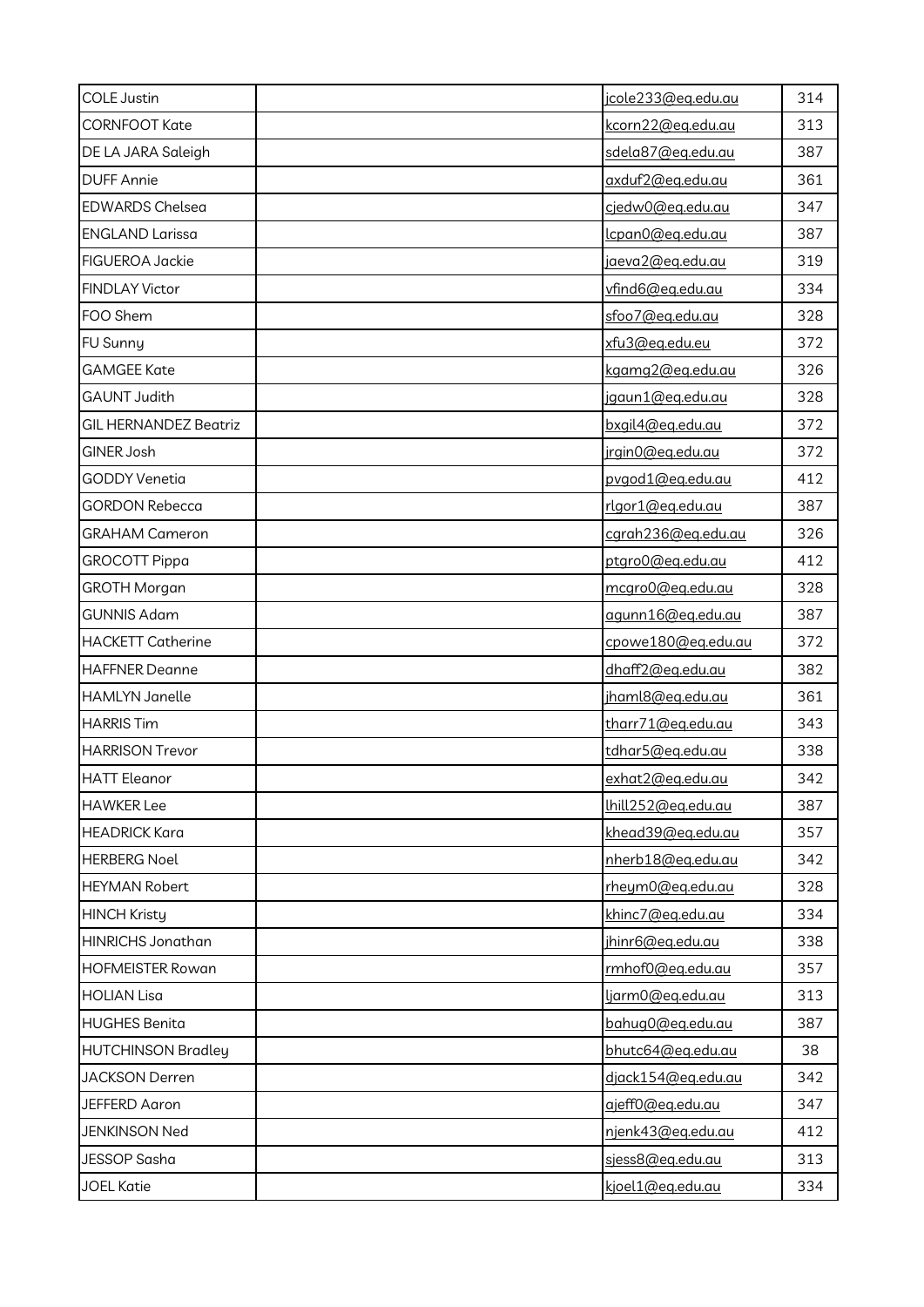| | | | |
|---|---|---|---|
| COLE Justin | | jcole233@eq.edu.au | 314 |
| CORNFOOT Kate | | kcorn22@eq.edu.au | 313 |
| DE LA JARA Saleigh | | sdela87@eq.edu.au | 387 |
| DUFF Annie | | axduf2@eq.edu.au | 361 |
| EDWARDS Chelsea | | cjedw0@eq.edu.au | 347 |
| ENGLAND Larissa | | lcpan0@eq.edu.au | 387 |
| FIGUEROA Jackie | | jaeva2@eq.edu.au | 319 |
| FINDLAY Victor | | vfind6@eq.edu.au | 334 |
| FOO Shem | | sfoo7@eq.edu.au | 328 |
| FU Sunny | | xfu3@eq.edu.eu | 372 |
| GAMGEE Kate | | kgamg2@eq.edu.au | 326 |
| GAUNT Judith | | jgaun1@eq.edu.au | 328 |
| GIL HERNANDEZ Beatriz | | bxgil4@eq.edu.au | 372 |
| GINER Josh | | jrgin0@eq.edu.au | 372 |
| GODDY Venetia | | pvgod1@eq.edu.au | 412 |
| GORDON Rebecca | | rlgor1@eq.edu.au | 387 |
| GRAHAM Cameron | | cgrah236@eq.edu.au | 326 |
| GROCOTT Pippa | | ptgro0@eq.edu.au | 412 |
| GROTH Morgan | | mcgro0@eq.edu.au | 328 |
| GUNNIS Adam | | agunn16@eq.edu.au | 387 |
| HACKETT Catherine | | cpowe180@eq.edu.au | 372 |
| HAFFNER Deanne | | dhaff2@eq.edu.au | 382 |
| HAMLYN Janelle | | jhaml8@eq.edu.au | 361 |
| HARRIS Tim | | tharr71@eq.edu.au | 343 |
| HARRISON Trevor | | tdhar5@eq.edu.au | 338 |
| HATT Eleanor | | exhat2@eq.edu.au | 342 |
| HAWKER Lee | | lhill252@eq.edu.au | 387 |
| HEADRICK Kara | | khead39@eq.edu.au | 357 |
| HERBERG Noel | | nherb18@eq.edu.au | 342 |
| HEYMAN Robert | | rheym0@eq.edu.au | 328 |
| HINCH Kristy | | khinc7@eq.edu.au | 334 |
| HINRICHS Jonathan | | jhinr6@eq.edu.au | 338 |
| HOFMEISTER Rowan | | rmhof0@eq.edu.au | 357 |
| HOLIAN Lisa | | ljarm0@eq.edu.au | 313 |
| HUGHES Benita | | bahug0@eq.edu.au | 387 |
| HUTCHINSON Bradley | | bhutc64@eq.edu.au | 38 |
| JACKSON Derren | | djack154@eq.edu.au | 342 |
| JEFFERD Aaron | | ajeff0@eq.edu.au | 347 |
| JENKINSON Ned | | njenk43@eq.edu.au | 412 |
| JESSOP Sasha | | sjess8@eq.edu.au | 313 |
| JOEL Katie | | kjoel1@eq.edu.au | 334 |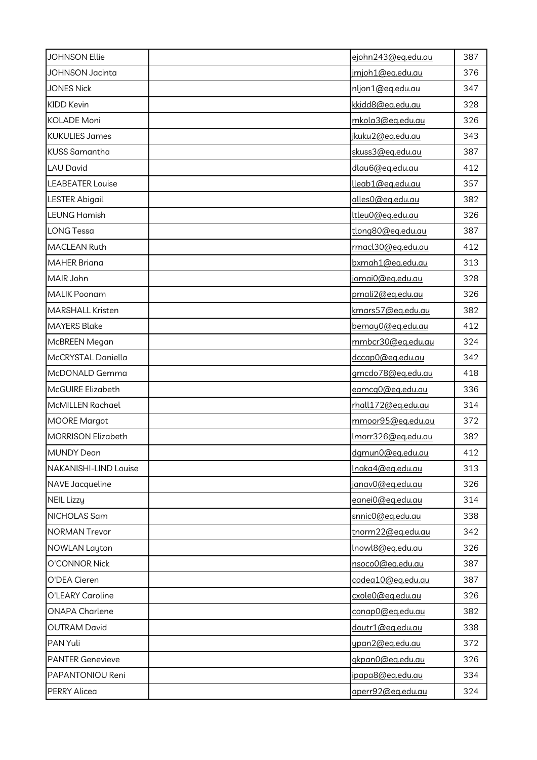| | | | |
|---|---|---|---|
| JOHNSON Ellie | | ejohn243@eq.edu.au | 387 |
| JOHNSON Jacinta | | jmjoh1@eq.edu.au | 376 |
| JONES Nick | | nljon1@eq.edu.au | 347 |
| KIDD Kevin | | kkidd8@eq.edu.au | 328 |
| KOLADE Moni | | mkola3@eq.edu.au | 326 |
| KUKULIES James | | jkuku2@eq.edu.au | 343 |
| KUSS Samantha | | skuss3@eq.edu.au | 387 |
| LAU David | | dlau6@eq.edu.au | 412 |
| LEABEATER Louise | | lleab1@eq.edu.au | 357 |
| LESTER Abigail | | alles0@eq.edu.au | 382 |
| LEUNG Hamish | | ltleu0@eq.edu.au | 326 |
| LONG Tessa | | tlong80@eq.edu.au | 387 |
| MACLEAN Ruth | | rmacl30@eq.edu.au | 412 |
| MAHER Briana | | bxmah1@eq.edu.au | 313 |
| MAIR John | | jomai0@eq.edu.au | 328 |
| MALIK Poonam | | pmali2@eq.edu.au | 326 |
| MARSHALL Kristen | | kmars57@eq.edu.au | 382 |
| MAYERS Blake | | bemay0@eq.edu.au | 412 |
| McBREEN Megan | | mmbcr30@eq.edu.au | 324 |
| McCRYSTAL Daniella | | dccap0@eq.edu.au | 342 |
| McDONALD Gemma | | gmcdo78@eq.edu.au | 418 |
| McGUIRE Elizabeth | | eamcg0@eq.edu.au | 336 |
| McMILLEN Rachael | | rhall172@eq.edu.au | 314 |
| MOORE Margot | | mmoor95@eq.edu.au | 372 |
| MORRISON Elizabeth | | lmorr326@eq.edu.au | 382 |
| MUNDY Dean | | dgmun0@eq.edu.au | 412 |
| NAKANISHI-LIND Louise | | lnaka4@eq.edu.au | 313 |
| NAVE Jacqueline | | janav0@eq.edu.au | 326 |
| NEIL Lizzy | | eanei0@eq.edu.au | 314 |
| NICHOLAS Sam | | snnic0@eq.edu.au | 338 |
| NORMAN Trevor | | tnorm22@eq.edu.au | 342 |
| NOWLAN Layton | | lnowl8@eq.edu.au | 326 |
| O'CONNOR Nick | | nsoco0@eq.edu.au | 387 |
| O'DEA Cieren | | codea10@eq.edu.au | 387 |
| O'LEARY Caroline | | cxole0@eq.edu.au | 326 |
| ONAPA Charlene | | conap0@eq.edu.au | 382 |
| OUTRAM David | | doutr1@eq.edu.au | 338 |
| PAN Yuli | | ypan2@eq.edu.au | 372 |
| PANTER Genevieve | | gkpan0@eq.edu.au | 326 |
| PAPANTONIOU Reni | | ipapa8@eq.edu.au | 334 |
| PERRY Alicea | | aperr92@eq.edu.au | 324 |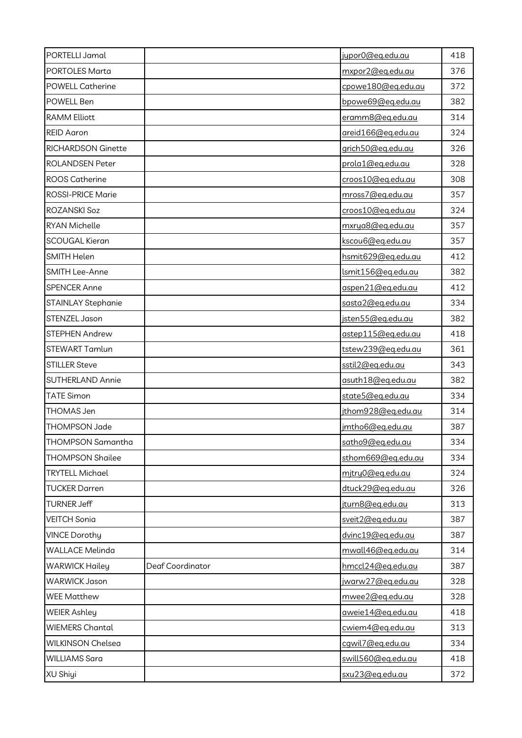| PORTELLI Jamal | | jypor0@eq.edu.au | 418 |
|---|---|---|---|
| PORTOLES Marta | | mxpor2@eq.edu.au | 376 |
| POWELL Catherine | | cpowe180@eq.edu.au | 372 |
| POWELL Ben | | bpowe69@eq.edu.au | 382 |
| RAMM Elliott | | eramm8@eq.edu.au | 314 |
| REID Aaron | | areid166@eq.edu.au | 324 |
| RICHARDSON Ginette | | grich50@eq.edu.au | 326 |
| ROLANDSEN Peter | | prola1@eq.edu.au | 328 |
| ROOS Catherine | | croos10@eq.edu.au | 308 |
| ROSSI-PRICE Marie | | mross7@eq.edu.au | 357 |
| ROZANSKI Soz | | croos10@eq.edu.au | 324 |
| RYAN Michelle | | mxrya8@eq.edu.au | 357 |
| SCOUGAL Kieran | | kscou6@eq.edu.au | 357 |
| SMITH Helen | | hsmit629@eq.edu.au | 412 |
| SMITH Lee-Anne | | lsmit156@eq.edu.au | 382 |
| SPENCER Anne | | aspen21@eq.edu.au | 412 |
| STAINLAY Stephanie | | sasta2@eq.edu.au | 334 |
| STENZEL Jason | | jsten55@eq.edu.au | 382 |
| STEPHEN Andrew | | astep115@eq.edu.au | 418 |
| STEWART Tamlun | | tstew239@eq.edu.au | 361 |
| STILLER Steve | | sstil2@eq.edu.au | 343 |
| SUTHERLAND Annie | | asuth18@eq.edu.au | 382 |
| TATE Simon | | state5@eq.edu.au | 334 |
| THOMAS Jen | | jthom928@eq.edu.au | 314 |
| THOMPSON Jade | | jmtho6@eq.edu.au | 387 |
| THOMPSON Samantha | | satho9@eq.edu.au | 334 |
| THOMPSON Shailee | | sthom669@eq.edu.au | 334 |
| TRYTELL Michael | | mjtry0@eq.edu.au | 324 |
| TUCKER Darren | | dtuck29@eq.edu.au | 326 |
| TURNER Jeff | | jturn8@eq.edu.au | 313 |
| VEITCH Sonia | | sveit2@eq.edu.au | 387 |
| VINCE Dorothy | | dvinc19@eq.edu.au | 387 |
| WALLACE Melinda | | mwall46@eq.edu.au | 314 |
| WARWICK Hailey | Deaf Coordinator | hmccl24@eq.edu.au | 387 |
| WARWICK Jason | | jwarw27@eq.edu.au | 328 |
| WEE Matthew | | mwee2@eq.edu.au | 328 |
| WEIER Ashley | | aweie14@eq.edu.au | 418 |
| WIEMERS Chantal | | cwiem4@eq.edu.au | 313 |
| WILKINSON Chelsea | | cgwil7@eq.edu.au | 334 |
| WILLIAMS Sara | | swill560@eq.edu.au | 418 |
| XU Shiyi | | sxu23@eq.edu.au | 372 |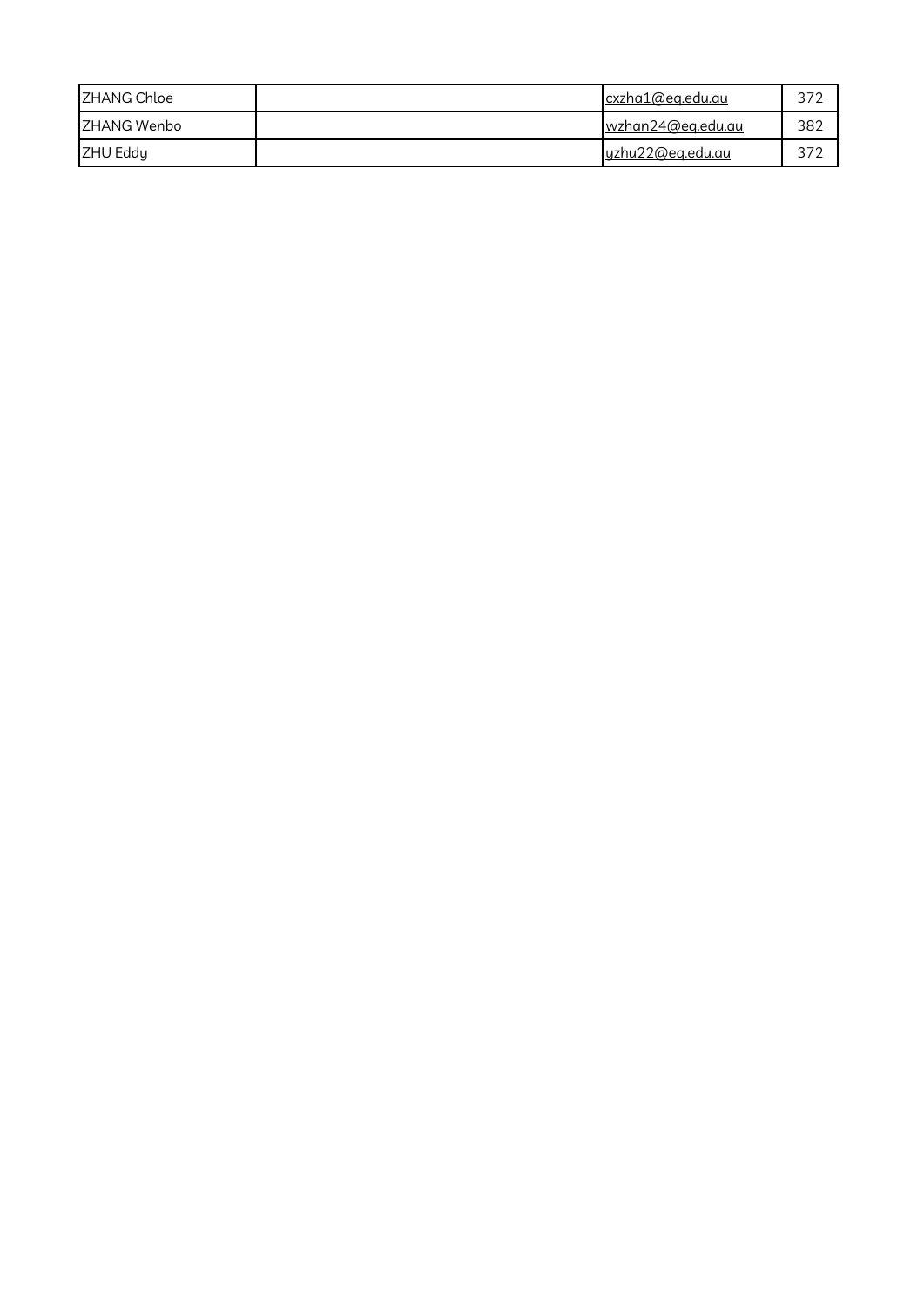| | | | |
|---|---|---|---|
| ZHANG Chloe | | cxzha1@eq.edu.au | 372 |
| ZHANG Wenbo | | wzhan24@eq.edu.au | 382 |
| ZHU Eddy | | yzhu22@eq.edu.au | 372 |